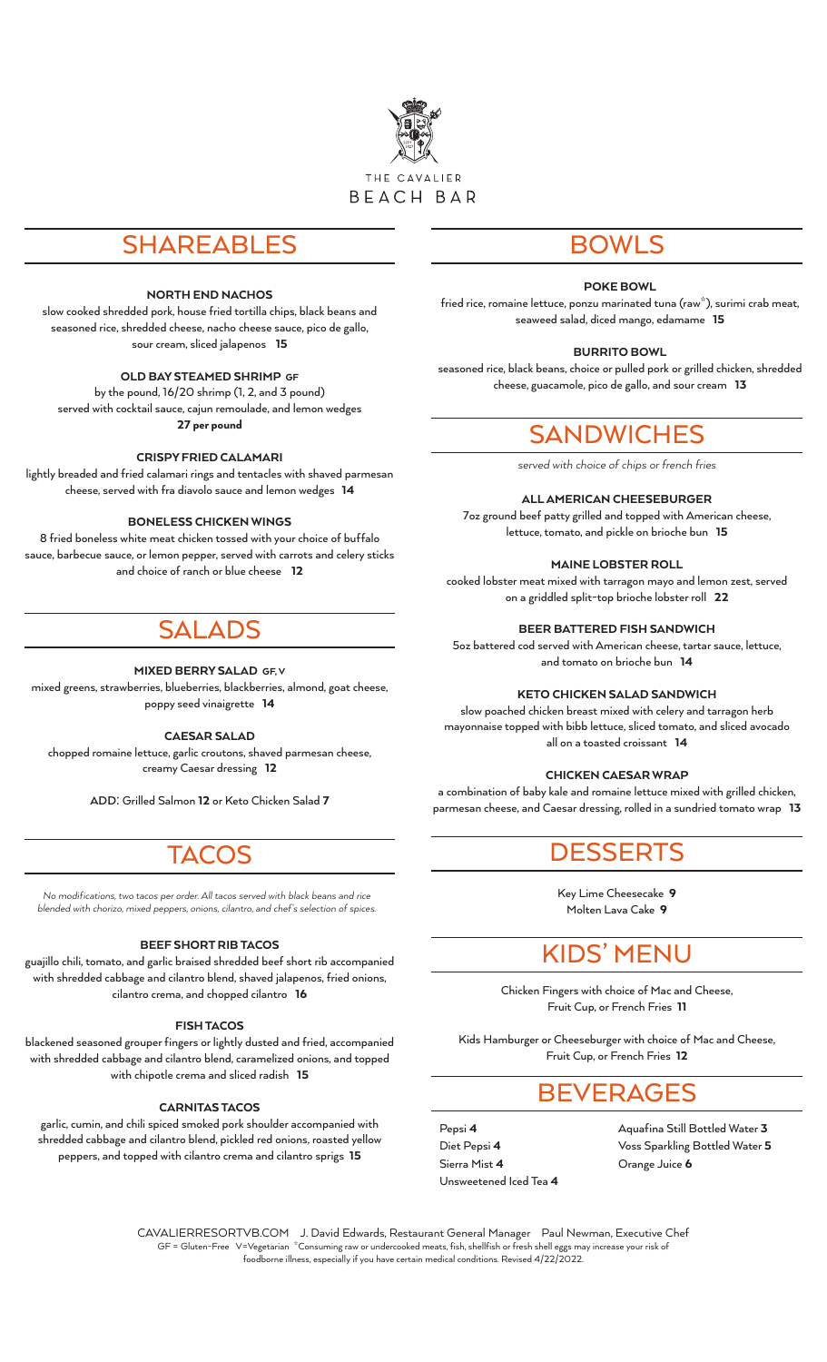THE CAVALIER

# BEACH BAR

## SHAREABLES

### NORTH END NACHOS

slow cooked shredded pork, house fried tortilla chips, black beans and seasoned rice, shredded cheese, nacho cheese sauce, pico de gallo, sour cream, sliced jalapenos **15**

### OLD BAY STEAMED SHRIMP GF

by the pound, 16/20 shrimp (1, 2, and 3 pound)
served with cocktail sauce, cajun remoulade, and lemon wedges
**27 per pound**

### CRISPY FRIED CALAMARI

lightly breaded and fried calamari rings and tentacles with shaved parmesan cheese, served with fra diavolo sauce and lemon wedges **14**

### BONELESS CHICKEN WINGS

8 fried boneless white meat chicken tossed with your choice of buffalo sauce, barbecue sauce, or lemon pepper, served with carrots and celery sticks and choice of ranch or blue cheese **12**

## SALADS

### MIXED BERRY SALAD GF, V

mixed greens, strawberries, blueberries, blackberries, almond, goat cheese, poppy seed vinaigrette **14**

### CAESAR SALAD

chopped romaine lettuce, garlic croutons, shaved parmesan cheese, creamy Caesar dressing **12**

ADD: Grilled Salmon **12** or Keto Chicken Salad **7**

## TACOS

*No modifications, two tacos per order. All tacos served with black beans and rice blended with chorizo, mixed peppers, onions, cilantro, and chef's selection of spices.*

### BEEF SHORT RIB TACOS

guajillo chili, tomato, and garlic braised shredded beef short rib accompanied with shredded cabbage and cilantro blend, shaved jalapenos, fried onions, cilantro crema, and chopped cilantro **16**

### FISH TACOS

blackened seasoned grouper fingers or lightly dusted and fried, accompanied with shredded cabbage and cilantro blend, caramelized onions, and topped with chipotle crema and sliced radish **15**

### CARNITAS TACOS

garlic, cumin, and chili spiced smoked pork shoulder accompanied with shredded cabbage and cilantro blend, pickled red onions, roasted yellow peppers, and topped with cilantro crema and cilantro sprigs **15**

## BOWLS

### POKE BOWL

fried rice, romaine lettuce, ponzu marinated tuna (raw*), surimi crab meat, seaweed salad, diced mango, edamame **15**

### BURRITO BOWL

seasoned rice, black beans, choice or pulled pork or grilled chicken, shredded cheese, guacamole, pico de gallo, and sour cream **13**

## SANDWICHES

*served with choice of chips or french fries*

### ALL AMERICAN CHEESEBURGER

7oz ground beef patty grilled and topped with American cheese, lettuce, tomato, and pickle on brioche bun **15**

### MAINE LOBSTER ROLL

cooked lobster meat mixed with tarragon mayo and lemon zest, served on a griddled split-top brioche lobster roll **22**

### BEER BATTERED FISH SANDWICH

5oz battered cod served with American cheese, tartar sauce, lettuce, and tomato on brioche bun **14**

### KETO CHICKEN SALAD SANDWICH

slow poached chicken breast mixed with celery and tarragon herb mayonnaise topped with bibb lettuce, sliced tomato, and sliced avocado all on a toasted croissant **14**

### CHICKEN CAESAR WRAP

a combination of baby kale and romaine lettuce mixed with grilled chicken, parmesan cheese, and Caesar dressing, rolled in a sundried tomato wrap **13**

## DESSERTS

Key Lime Cheesecake **9**
Molten Lava Cake **9**

## KIDS' MENU

Chicken Fingers with choice of Mac and Cheese, Fruit Cup, or French Fries **11**

Kids Hamburger or Cheeseburger with choice of Mac and Cheese, Fruit Cup, or French Fries **12**

## BEVERAGES

Pepsi **4**
Diet Pepsi **4**
Sierra Mist **4**
Unsweetened Iced Tea **4**
Aquafina Still Bottled Water **3**
Voss Sparkling Bottled Water **5**
Orange Juice **6**

CAVALIERRESORTVB.COM J. David Edwards, Restaurant General Manager Paul Newman, Executive Chef
GF = Gluten-Free V=Vegetarian *Consuming raw or undercooked meats, fish, shellfish or fresh shell eggs may increase your risk of foodborne illness, especially if you have certain medical conditions. Revised 4/22/2022.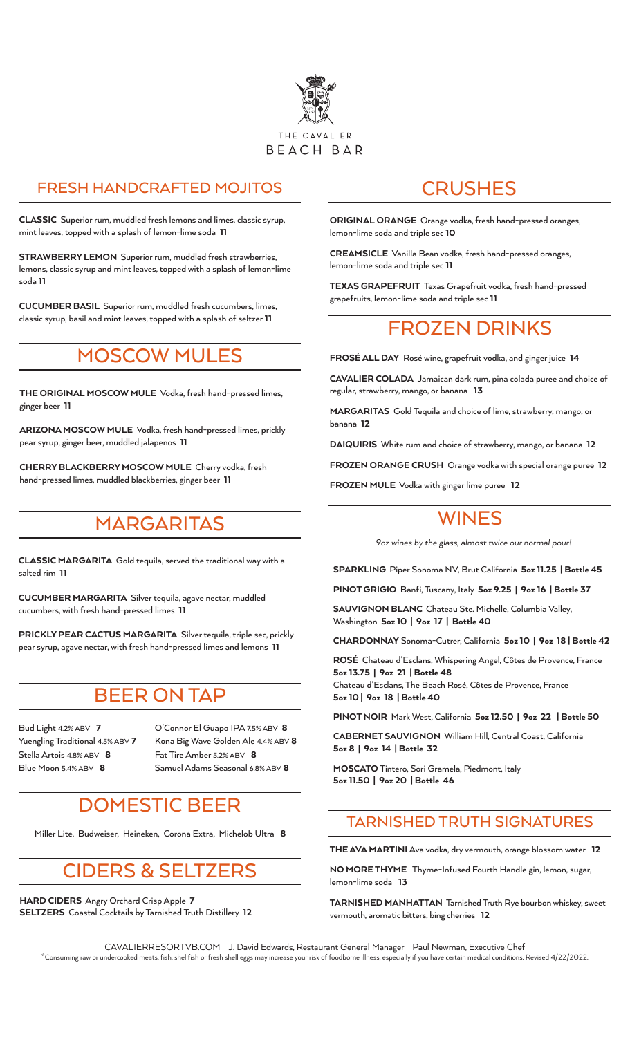THE CAVALIER

# BEACH BAR

## FRESH HANDCRAFTED MOJITOS

**CLASSIC** Superior rum, muddled fresh lemons and limes, classic syrup, mint leaves, topped with a splash of lemon-lime soda **11**

**STRAWBERRY LEMON** Superior rum, muddled fresh strawberries, lemons, classic syrup and mint leaves, topped with a splash of lemon-lime soda **11**

**CUCUMBER BASIL** Superior rum, muddled fresh cucumbers, limes, classic syrup, basil and mint leaves, topped with a splash of seltzer **11**

## MOSCOW MULES

**THE ORIGINAL MOSCOW MULE** Vodka, fresh hand-pressed limes, ginger beer **11**

**ARIZONA MOSCOW MULE** Vodka, fresh hand-pressed limes, prickly pear syrup, ginger beer, muddled jalapenos **11**

**CHERRY BLACKBERRY MOSCOW MULE** Cherry vodka, fresh hand-pressed limes, muddled blackberries, ginger beer **11**

## MARGARITAS

**CLASSIC MARGARITA** Gold tequila, served the traditional way with a salted rim **11**

**CUCUMBER MARGARITA** Silver tequila, agave nectar, muddled cucumbers, with fresh hand-pressed limes **11**

**PRICKLY PEAR CACTUS MARGARITA** Silver tequila, triple sec, prickly pear syrup, agave nectar, with fresh hand-pressed limes and lemons **11**

## BEER ON TAP

Bud Light 4.2% ABV **7**
Yuengling Traditional 4.5% ABV **7**
Stella Artois 4.8% ABV **8**
Blue Moon 5.4% ABV **8**
O'Connor El Guapo IPA 7.5% ABV **8**
Kona Big Wave Golden Ale 4.4% ABV **8**
Fat Tire Amber 5.2% ABV **8**
Samuel Adams Seasonal 6.8% ABV **8**

## DOMESTIC BEER

Miller Lite, Budweiser, Heineken, Corona Extra, Michelob Ultra **8**

## CIDERS & SELTZERS

**HARD CIDERS** Angry Orchard Crisp Apple **7**
**SELTZERS** Coastal Cocktails by Tarnished Truth Distillery **12**

## CRUSHES

**ORIGINAL ORANGE** Orange vodka, fresh hand-pressed oranges, lemon-lime soda and triple sec **10**

**CREAMSICLE** Vanilla Bean vodka, fresh hand-pressed oranges, lemon-lime soda and triple sec **11**

**TEXAS GRAPEFRUIT** Texas Grapefruit vodka, fresh hand-pressed grapefruits, lemon-lime soda and triple sec **11**

## FROZEN DRINKS

**FROSÉ ALL DAY** Rosé wine, grapefruit vodka, and ginger juice **14**

**CAVALIER COLADA** Jamaican dark rum, pina colada puree and choice of regular, strawberry, mango, or banana **13**

**MARGARITAS** Gold Tequila and choice of lime, strawberry, mango, or banana **12**

**DAIQUIRIS** White rum and choice of strawberry, mango, or banana **12**

**FROZEN ORANGE CRUSH** Orange vodka with special orange puree **12**

**FROZEN MULE** Vodka with ginger lime puree **12**

## WINES

*9oz wines by the glass, almost twice our normal pour!*

**SPARKLING** Piper Sonoma NV, Brut California **5oz 11.25 | Bottle 45**

**PINOT GRIGIO** Banfi, Tuscany, Italy **5oz 9.25 | 9oz 16 | Bottle 37**

**SAUVIGNON BLANC** Chateau Ste. Michelle, Columbia Valley, Washington **5oz 10 | 9oz 17 | Bottle 40**

**CHARDONNAY** Sonoma-Cutrer, California **5oz 10 | 9oz 18 | Bottle 42**

**ROSÉ** Chateau d'Esclans, Whispering Angel, Côtes de Provence, France **5oz 13.75 | 9oz 21 | Bottle 48**
Chateau d'Esclans, The Beach Rosé, Côtes de Provence, France **5oz 10 | 9oz 18 | Bottle 40**

**PINOT NOIR** Mark West, California **5oz 12.50 | 9oz 22 | Bottle 50**

**CABERNET SAUVIGNON** William Hill, Central Coast, California **5oz 8 | 9oz 14 | Bottle 32**

**MOSCATO** Tintero, Sori Gramela, Piedmont, Italy **5oz 11.50 | 9oz 20 | Bottle 46**

## TARNISHED TRUTH SIGNATURES

**THE AVA MARTINI** Ava vodka, dry vermouth, orange blossom water **12**

**NO MORE THYME** Thyme-Infused Fourth Handle gin, lemon, sugar, lemon-lime soda **13**

**TARNISHED MANHATTAN** Tarnished Truth Rye bourbon whiskey, sweet vermouth, aromatic bitters, bing cherries **12**

CAVALIERRESORTVB.COM J. David Edwards, Restaurant General Manager Paul Newman, Executive Chef

*Consuming raw or undercooked meats, fish, shellfish or fresh shell eggs may increase your risk of foodborne illness, especially if you have certain medical conditions. Revised 4/22/2022.